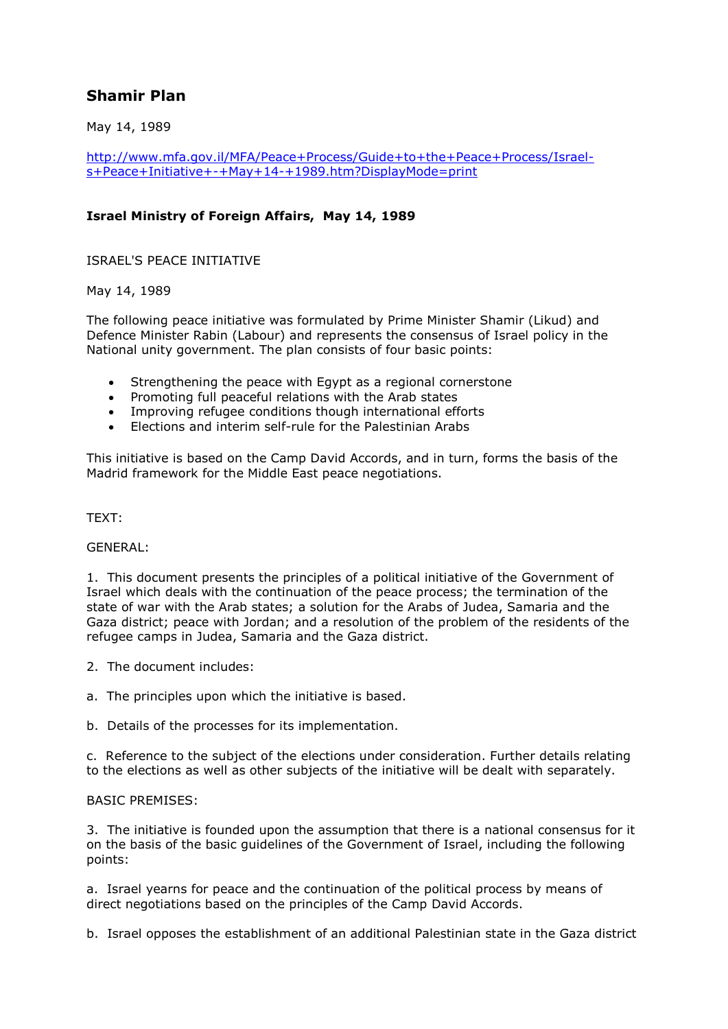# Shamir Plan

May 14, 1989

http://www.mfa.gov.il/MFA/Peace+Process/Guide+to+the+Peace+Process/Israel-s+Peace+Initiative+-+May+14-+1989.htm?DisplayMode=print

**Israel Ministry of Foreign Affairs, May 14, 1989**

ISRAEL'S PEACE INITIATIVE

May 14, 1989

The following peace initiative was formulated by Prime Minister Shamir (Likud) and Defence Minister Rabin (Labour) and represents the consensus of Israel policy in the National unity government. The plan consists of four basic points:

- Strengthening the peace with Egypt as a regional cornerstone
- Promoting full peaceful relations with the Arab states
- Improving refugee conditions though international efforts
- Elections and interim self-rule for the Palestinian Arabs

This initiative is based on the Camp David Accords, and in turn, forms the basis of the Madrid framework for the Middle East peace negotiations.

TEXT:

GENERAL:

1. This document presents the principles of a political initiative of the Government of Israel which deals with the continuation of the peace process; the termination of the state of war with the Arab states; a solution for the Arabs of Judea, Samaria and the Gaza district; peace with Jordan; and a resolution of the problem of the residents of the refugee camps in Judea, Samaria and the Gaza district.

2. The document includes:

a. The principles upon which the initiative is based.

b. Details of the processes for its implementation.

c. Reference to the subject of the elections under consideration. Further details relating to the elections as well as other subjects of the initiative will be dealt with separately.

BASIC PREMISES:

3. The initiative is founded upon the assumption that there is a national consensus for it on the basis of the basic guidelines of the Government of Israel, including the following points:

a. Israel yearns for peace and the continuation of the political process by means of direct negotiations based on the principles of the Camp David Accords.

b. Israel opposes the establishment of an additional Palestinian state in the Gaza district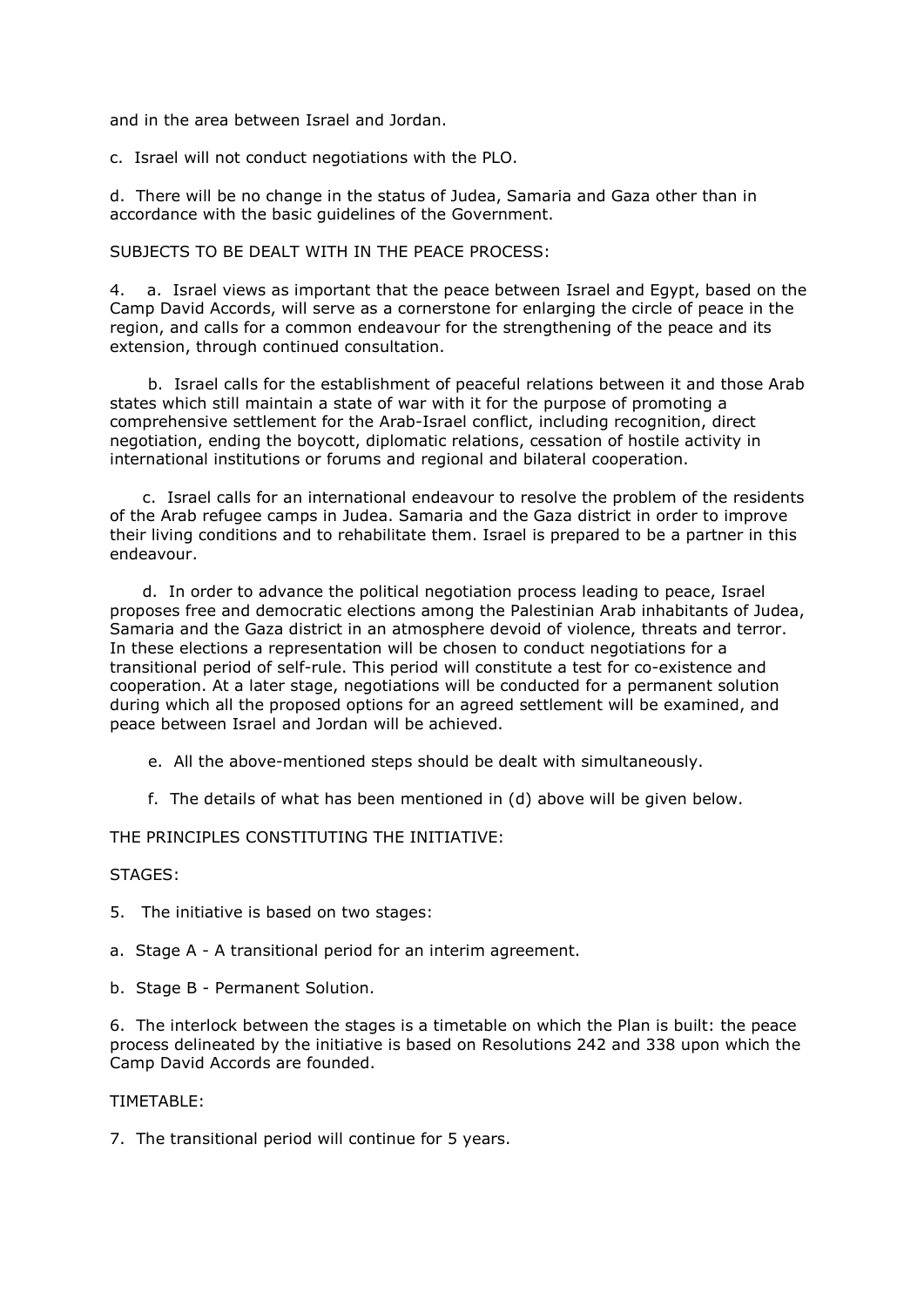and in the area between Israel and Jordan.

c. Israel will not conduct negotiations with the PLO.

d. There will be no change in the status of Judea, Samaria and Gaza other than in accordance with the basic guidelines of the Government.

SUBJECTS TO BE DEALT WITH IN THE PEACE PROCESS:

4. a. Israel views as important that the peace between Israel and Egypt, based on the Camp David Accords, will serve as a cornerstone for enlarging the circle of peace in the region, and calls for a common endeavour for the strengthening of the peace and its extension, through continued consultation.

b. Israel calls for the establishment of peaceful relations between it and those Arab states which still maintain a state of war with it for the purpose of promoting a comprehensive settlement for the Arab-Israel conflict, including recognition, direct negotiation, ending the boycott, diplomatic relations, cessation of hostile activity in international institutions or forums and regional and bilateral cooperation.

c. Israel calls for an international endeavour to resolve the problem of the residents of the Arab refugee camps in Judea. Samaria and the Gaza district in order to improve their living conditions and to rehabilitate them. Israel is prepared to be a partner in this endeavour.

d. In order to advance the political negotiation process leading to peace, Israel proposes free and democratic elections among the Palestinian Arab inhabitants of Judea, Samaria and the Gaza district in an atmosphere devoid of violence, threats and terror. In these elections a representation will be chosen to conduct negotiations for a transitional period of self-rule. This period will constitute a test for co-existence and cooperation. At a later stage, negotiations will be conducted for a permanent solution during which all the proposed options for an agreed settlement will be examined, and peace between Israel and Jordan will be achieved.

e. All the above-mentioned steps should be dealt with simultaneously.

f. The details of what has been mentioned in (d) above will be given below.

THE PRINCIPLES CONSTITUTING THE INITIATIVE:

STAGES:

5. The initiative is based on two stages:

a. Stage A - A transitional period for an interim agreement.

b. Stage B - Permanent Solution.

6. The interlock between the stages is a timetable on which the Plan is built: the peace process delineated by the initiative is based on Resolutions 242 and 338 upon which the Camp David Accords are founded.

TIMETABLE:

7. The transitional period will continue for 5 years.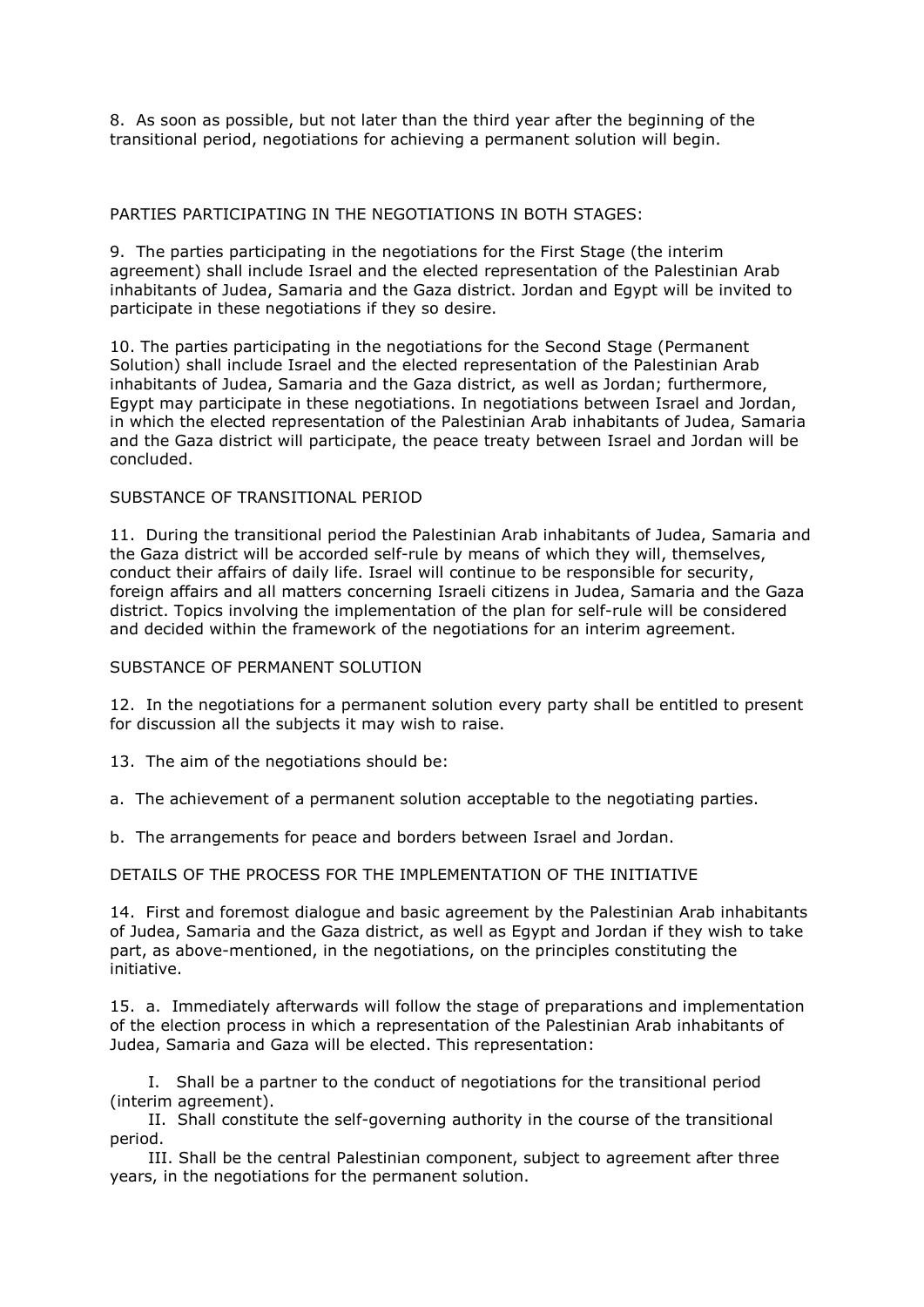8. As soon as possible, but not later than the third year after the beginning of the transitional period, negotiations for achieving a permanent solution will begin.

PARTIES PARTICIPATING IN THE NEGOTIATIONS IN BOTH STAGES:

9. The parties participating in the negotiations for the First Stage (the interim agreement) shall include Israel and the elected representation of the Palestinian Arab inhabitants of Judea, Samaria and the Gaza district. Jordan and Egypt will be invited to participate in these negotiations if they so desire.

10. The parties participating in the negotiations for the Second Stage (Permanent Solution) shall include Israel and the elected representation of the Palestinian Arab inhabitants of Judea, Samaria and the Gaza district, as well as Jordan; furthermore, Egypt may participate in these negotiations. In negotiations between Israel and Jordan, in which the elected representation of the Palestinian Arab inhabitants of Judea, Samaria and the Gaza district will participate, the peace treaty between Israel and Jordan will be concluded.

SUBSTANCE OF TRANSITIONAL PERIOD

11. During the transitional period the Palestinian Arab inhabitants of Judea, Samaria and the Gaza district will be accorded self-rule by means of which they will, themselves, conduct their affairs of daily life. Israel will continue to be responsible for security, foreign affairs and all matters concerning Israeli citizens in Judea, Samaria and the Gaza district. Topics involving the implementation of the plan for self-rule will be considered and decided within the framework of the negotiations for an interim agreement.

SUBSTANCE OF PERMANENT SOLUTION

12. In the negotiations for a permanent solution every party shall be entitled to present for discussion all the subjects it may wish to raise.

13. The aim of the negotiations should be:

a. The achievement of a permanent solution acceptable to the negotiating parties.

b. The arrangements for peace and borders between Israel and Jordan.

DETAILS OF THE PROCESS FOR THE IMPLEMENTATION OF THE INITIATIVE

14. First and foremost dialogue and basic agreement by the Palestinian Arab inhabitants of Judea, Samaria and the Gaza district, as well as Egypt and Jordan if they wish to take part, as above-mentioned, in the negotiations, on the principles constituting the initiative.

15. a. Immediately afterwards will follow the stage of preparations and implementation of the election process in which a representation of the Palestinian Arab inhabitants of Judea, Samaria and Gaza will be elected. This representation:

I. Shall be a partner to the conduct of negotiations for the transitional period (interim agreement).

II. Shall constitute the self-governing authority in the course of the transitional period.

III. Shall be the central Palestinian component, subject to agreement after three years, in the negotiations for the permanent solution.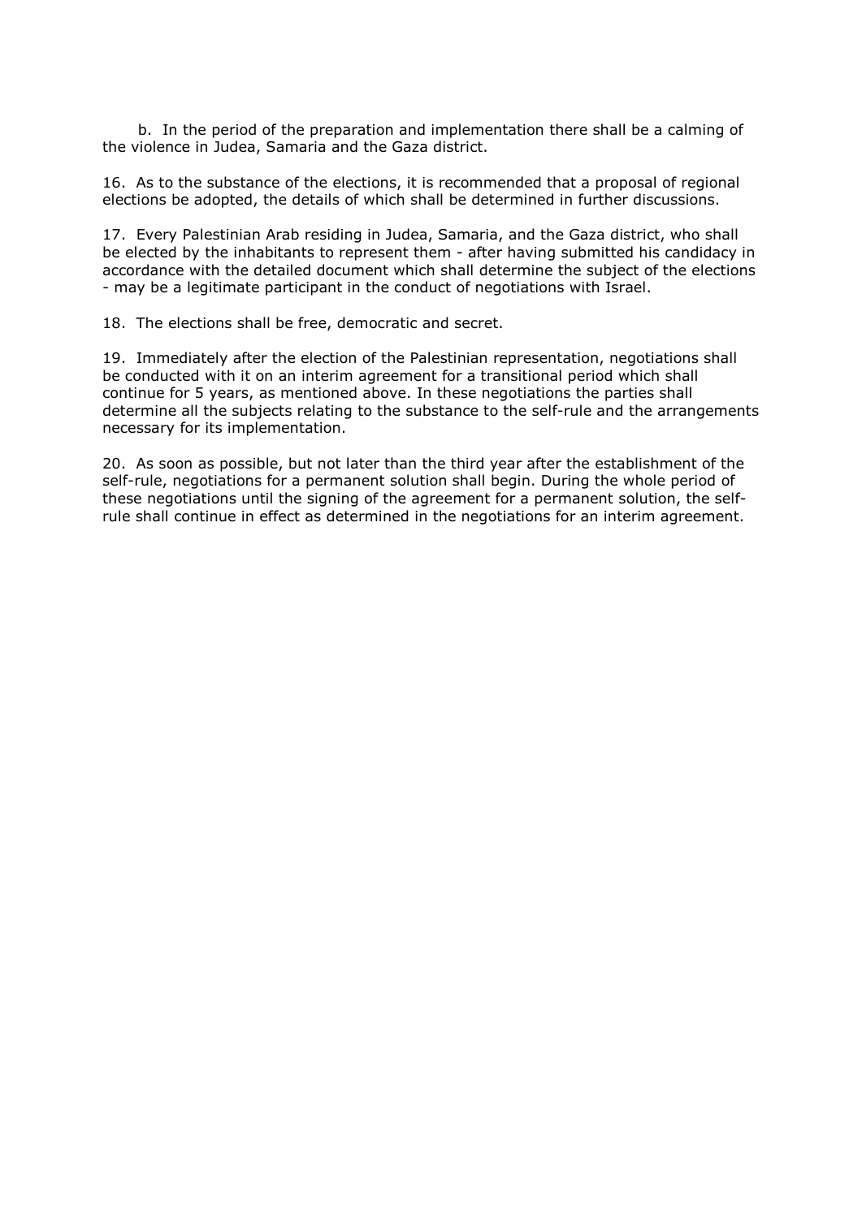b. In the period of the preparation and implementation there shall be a calming of the violence in Judea, Samaria and the Gaza district.

16. As to the substance of the elections, it is recommended that a proposal of regional elections be adopted, the details of which shall be determined in further discussions.

17. Every Palestinian Arab residing in Judea, Samaria, and the Gaza district, who shall be elected by the inhabitants to represent them - after having submitted his candidacy in accordance with the detailed document which shall determine the subject of the elections - may be a legitimate participant in the conduct of negotiations with Israel.

18. The elections shall be free, democratic and secret.

19. Immediately after the election of the Palestinian representation, negotiations shall be conducted with it on an interim agreement for a transitional period which shall continue for 5 years, as mentioned above. In these negotiations the parties shall determine all the subjects relating to the substance to the self-rule and the arrangements necessary for its implementation.

20. As soon as possible, but not later than the third year after the establishment of the self-rule, negotiations for a permanent solution shall begin. During the whole period of these negotiations until the signing of the agreement for a permanent solution, the self-rule shall continue in effect as determined in the negotiations for an interim agreement.